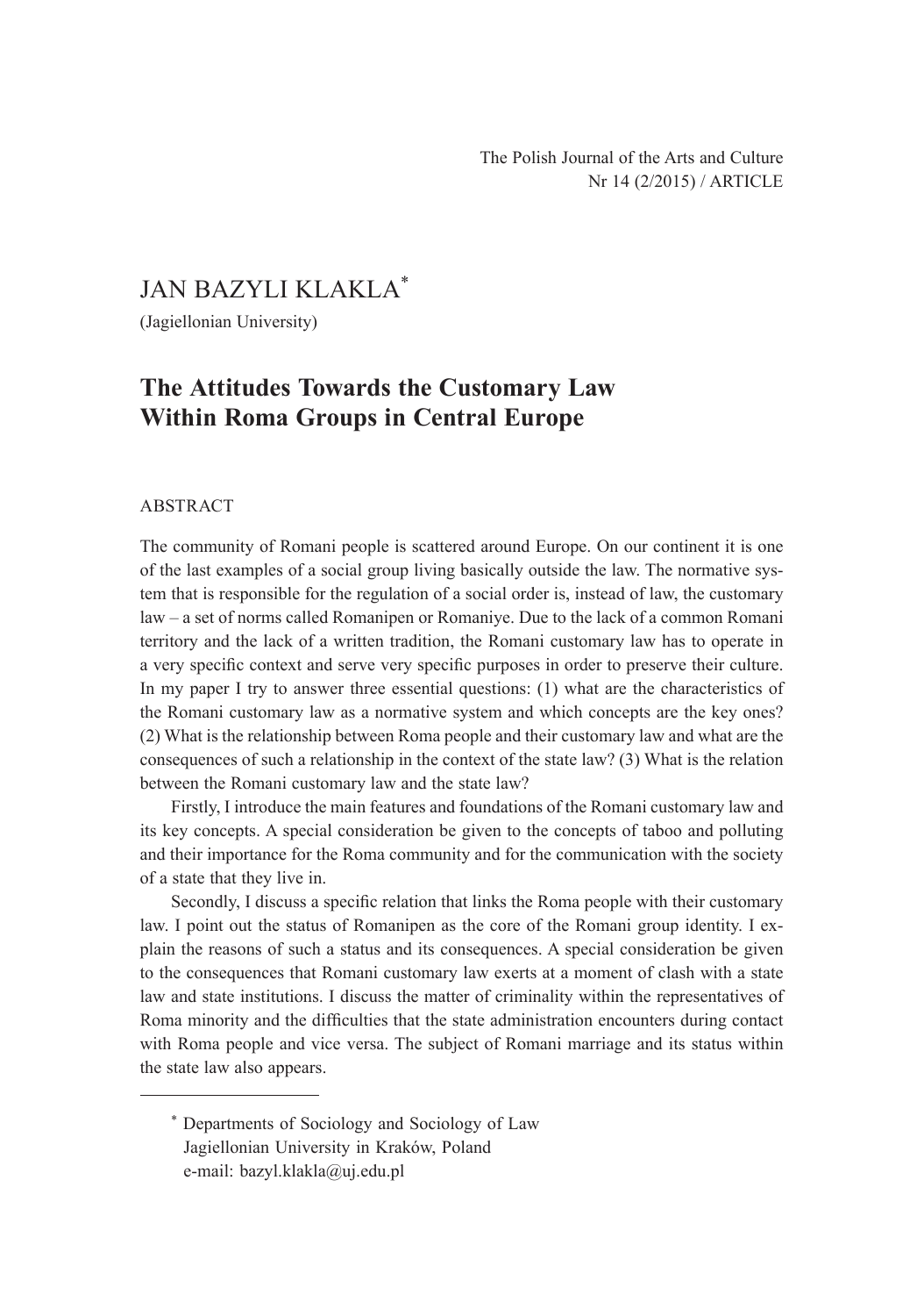# JAN BAZYLI KLAKLA[*]

(Jagiellonian University)

## The Attitudes Towards the Customary Law Within Roma Groups in Central Europe

### ABSTRACT

The community of Romani people is scattered around Europe. On our continent it is one of the last examples of a social group living basically outside the law. The normative system that is responsible for the regulation of a social order is, instead of law, the customary law – a set of norms called Romanipen or Romaniye. Due to the lack of a common Romani territory and the lack of a written tradition, the Romani customary law has to operate in a very specific context and serve very specific purposes in order to preserve their culture. In my paper I try to answer three essential questions: (1) what are the characteristics of the Romani customary law as a normative system and which concepts are the key ones? (2) What is the relationship between Roma people and their customary law and what are the consequences of such a relationship in the context of the state law? (3) What is the relation between the Romani customary law and the state law?

Firstly, I introduce the main features and foundations of the Romani customary law and its key concepts. A special consideration be given to the concepts of taboo and polluting and their importance for the Roma community and for the communication with the society of a state that they live in.

Secondly, I discuss a specific relation that links the Roma people with their customary law. I point out the status of Romanipen as the core of the Romani group identity. I explain the reasons of such a status and its consequences. A special consideration be given to the consequences that Romani customary law exerts at a moment of clash with a state law and state institutions. I discuss the matter of criminality within the representatives of Roma minority and the difficulties that the state administration encounters during contact with Roma people and vice versa. The subject of Romani marriage and its status within the state law also appears.

---

[*] Departments of Sociology and Sociology of Law
Jagiellonian University in Kraków, Poland
e-mail: bazyl.klakla@uj.edu.pl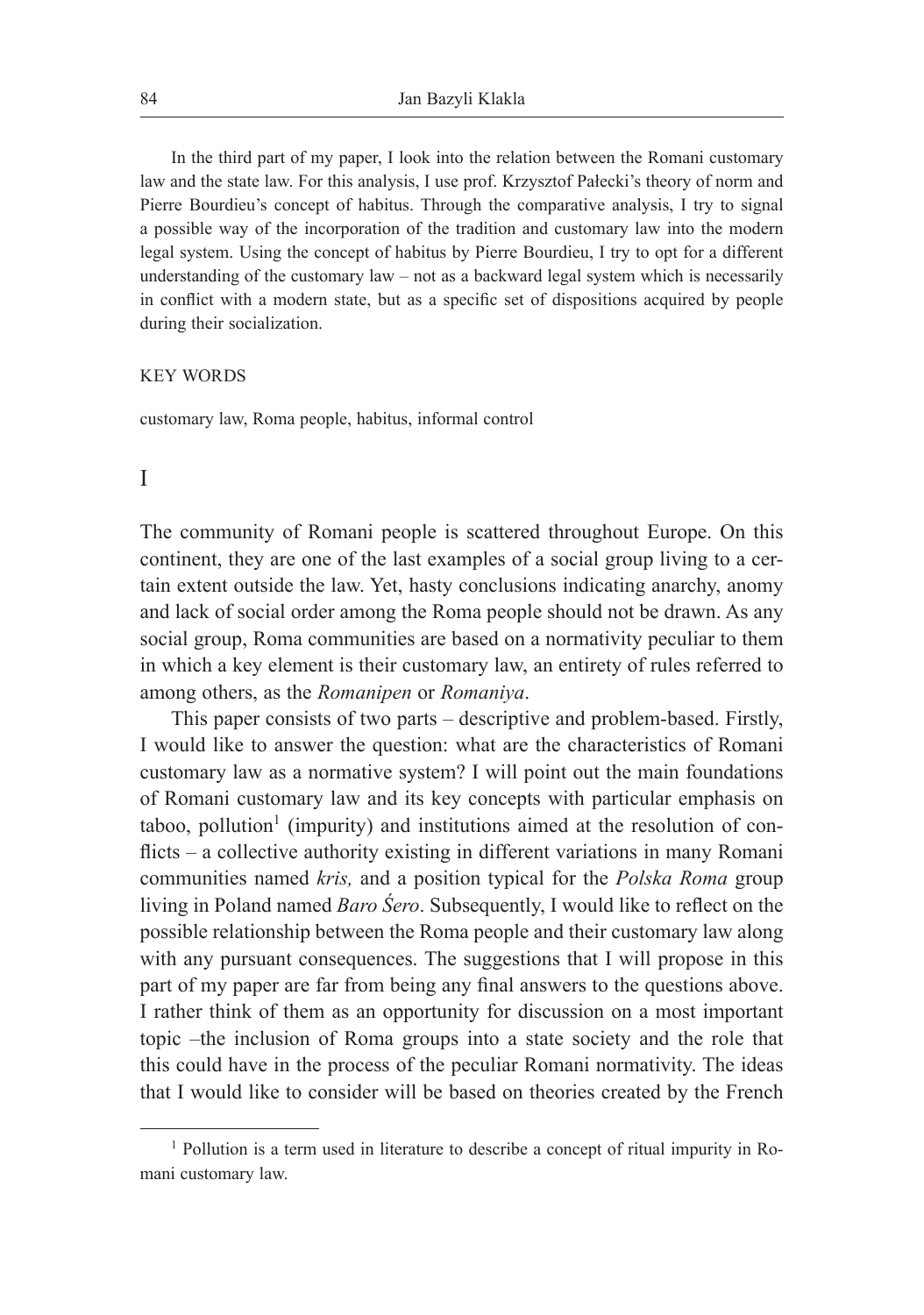In the third part of my paper, I look into the relation between the Romani customary law and the state law. For this analysis, I use prof. Krzysztof Pałecki's theory of norm and Pierre Bourdieu's concept of habitus. Through the comparative analysis, I try to signal a possible way of the incorporation of the tradition and customary law into the modern legal system. Using the concept of habitus by Pierre Bourdieu, I try to opt for a different understanding of the customary law – not as a backward legal system which is necessarily in conflict with a modern state, but as a specific set of dispositions acquired by people during their socialization.

KEY WORDS

customary law, Roma people, habitus, informal control

# I

The community of Romani people is scattered throughout Europe. On this continent, they are one of the last examples of a social group living to a certain extent outside the law. Yet, hasty conclusions indicating anarchy, anomy and lack of social order among the Roma people should not be drawn. As any social group, Roma communities are based on a normativity peculiar to them in which a key element is their customary law, an entirety of rules referred to among others, as the *Romanipen* or *Romaniya*.

This paper consists of two parts – descriptive and problem-based. Firstly, I would like to answer the question: what are the characteristics of Romani customary law as a normative system? I will point out the main foundations of Romani customary law and its key concepts with particular emphasis on taboo, pollution[1] (impurity) and institutions aimed at the resolution of conflicts – a collective authority existing in different variations in many Romani communities named *kris,* and a position typical for the *Polska Roma* group living in Poland named *Baro Śero*. Subsequently, I would like to reflect on the possible relationship between the Roma people and their customary law along with any pursuant consequences. The suggestions that I will propose in this part of my paper are far from being any final answers to the questions above. I rather think of them as an opportunity for discussion on a most important topic –the inclusion of Roma groups into a state society and the role that this could have in the process of the peculiar Romani normativity. The ideas that I would like to consider will be based on theories created by the French

[1] Pollution is a term used in literature to describe a concept of ritual impurity in Romani customary law.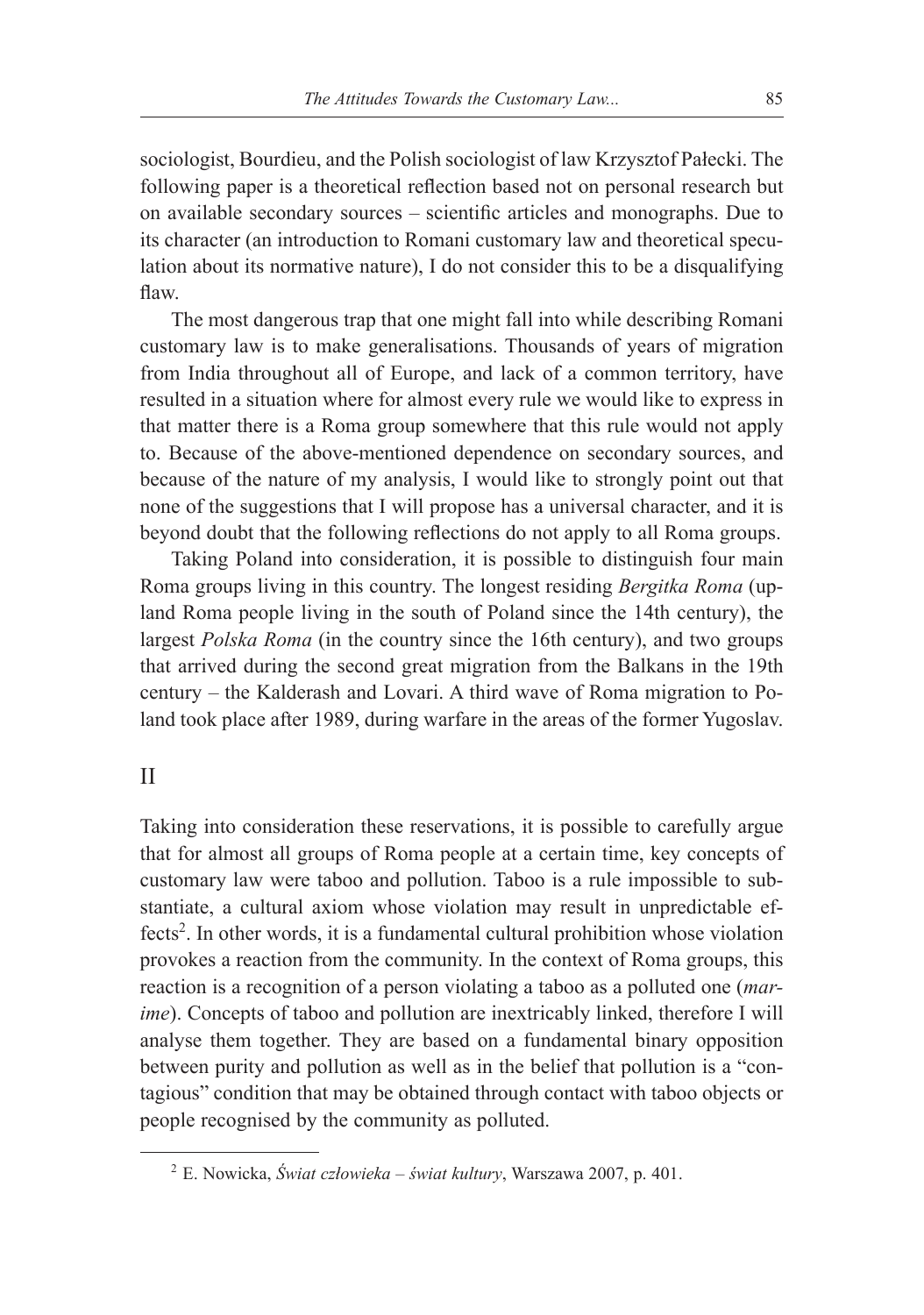sociologist, Bourdieu, and the Polish sociologist of law Krzysztof Pałecki. The following paper is a theoretical reflection based not on personal research but on available secondary sources – scientific articles and monographs. Due to its character (an introduction to Romani customary law and theoretical speculation about its normative nature), I do not consider this to be a disqualifying flaw.

The most dangerous trap that one might fall into while describing Romani customary law is to make generalisations. Thousands of years of migration from India throughout all of Europe, and lack of a common territory, have resulted in a situation where for almost every rule we would like to express in that matter there is a Roma group somewhere that this rule would not apply to. Because of the above-mentioned dependence on secondary sources, and because of the nature of my analysis, I would like to strongly point out that none of the suggestions that I will propose has a universal character, and it is beyond doubt that the following reflections do not apply to all Roma groups.

Taking Poland into consideration, it is possible to distinguish four main Roma groups living in this country. The longest residing *Bergitka Roma* (upland Roma people living in the south of Poland since the 14th century), the largest *Polska Roma* (in the country since the 16th century), and two groups that arrived during the second great migration from the Balkans in the 19th century – the Kalderash and Lovari. A third wave of Roma migration to Poland took place after 1989, during warfare in the areas of the former Yugoslav.

## II

Taking into consideration these reservations, it is possible to carefully argue that for almost all groups of Roma people at a certain time, key concepts of customary law were taboo and pollution. Taboo is a rule impossible to substantiate, a cultural axiom whose violation may result in unpredictable effects[2]. In other words, it is a fundamental cultural prohibition whose violation provokes a reaction from the community. In the context of Roma groups, this reaction is a recognition of a person violating a taboo as a polluted one (*marime*). Concepts of taboo and pollution are inextricably linked, therefore I will analyse them together. They are based on a fundamental binary opposition between purity and pollution as well as in the belief that pollution is a "contagious" condition that may be obtained through contact with taboo objects or people recognised by the community as polluted.

---

[2] E. Nowicka, *Świat człowieka – świat kultury*, Warszawa 2007, p. 401.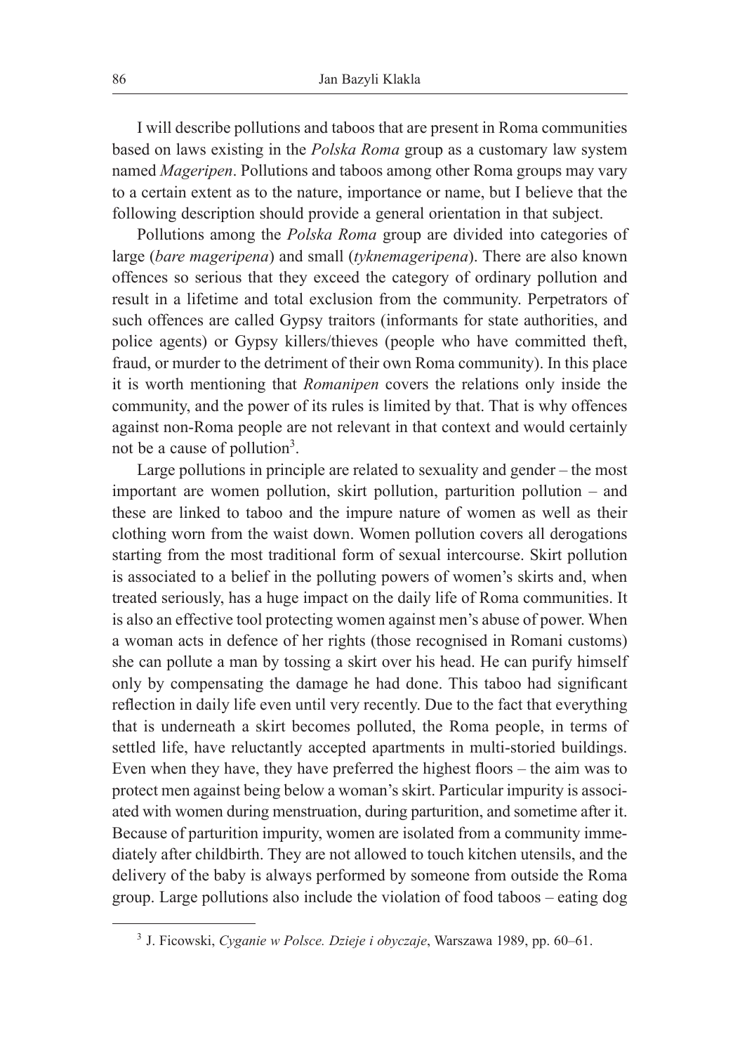I will describe pollutions and taboos that are present in Roma communities based on laws existing in the *Polska Roma* group as a customary law system named *Mageripen*. Pollutions and taboos among other Roma groups may vary to a certain extent as to the nature, importance or name, but I believe that the following description should provide a general orientation in that subject.

Pollutions among the *Polska Roma* group are divided into categories of large (*bare mageripena*) and small (*tyknemageripena*). There are also known offences so serious that they exceed the category of ordinary pollution and result in a lifetime and total exclusion from the community. Perpetrators of such offences are called Gypsy traitors (informants for state authorities, and police agents) or Gypsy killers/thieves (people who have committed theft, fraud, or murder to the detriment of their own Roma community). In this place it is worth mentioning that *Romanipen* covers the relations only inside the community, and the power of its rules is limited by that. That is why offences against non-Roma people are not relevant in that context and would certainly not be a cause of pollution[3].

Large pollutions in principle are related to sexuality and gender – the most important are women pollution, skirt pollution, parturition pollution – and these are linked to taboo and the impure nature of women as well as their clothing worn from the waist down. Women pollution covers all derogations starting from the most traditional form of sexual intercourse. Skirt pollution is associated to a belief in the polluting powers of women's skirts and, when treated seriously, has a huge impact on the daily life of Roma communities. It is also an effective tool protecting women against men's abuse of power. When a woman acts in defence of her rights (those recognised in Romani customs) she can pollute a man by tossing a skirt over his head. He can purify himself only by compensating the damage he had done. This taboo had significant reflection in daily life even until very recently. Due to the fact that everything that is underneath a skirt becomes polluted, the Roma people, in terms of settled life, have reluctantly accepted apartments in multi-storied buildings. Even when they have, they have preferred the highest floors – the aim was to protect men against being below a woman's skirt. Particular impurity is associated with women during menstruation, during parturition, and sometime after it. Because of parturition impurity, women are isolated from a community immediately after childbirth. They are not allowed to touch kitchen utensils, and the delivery of the baby is always performed by someone from outside the Roma group. Large pollutions also include the violation of food taboos – eating dog

[3] J. Ficowski, *Cyganie w Polsce. Dzieje i obyczaje*, Warszawa 1989, pp. 60–61.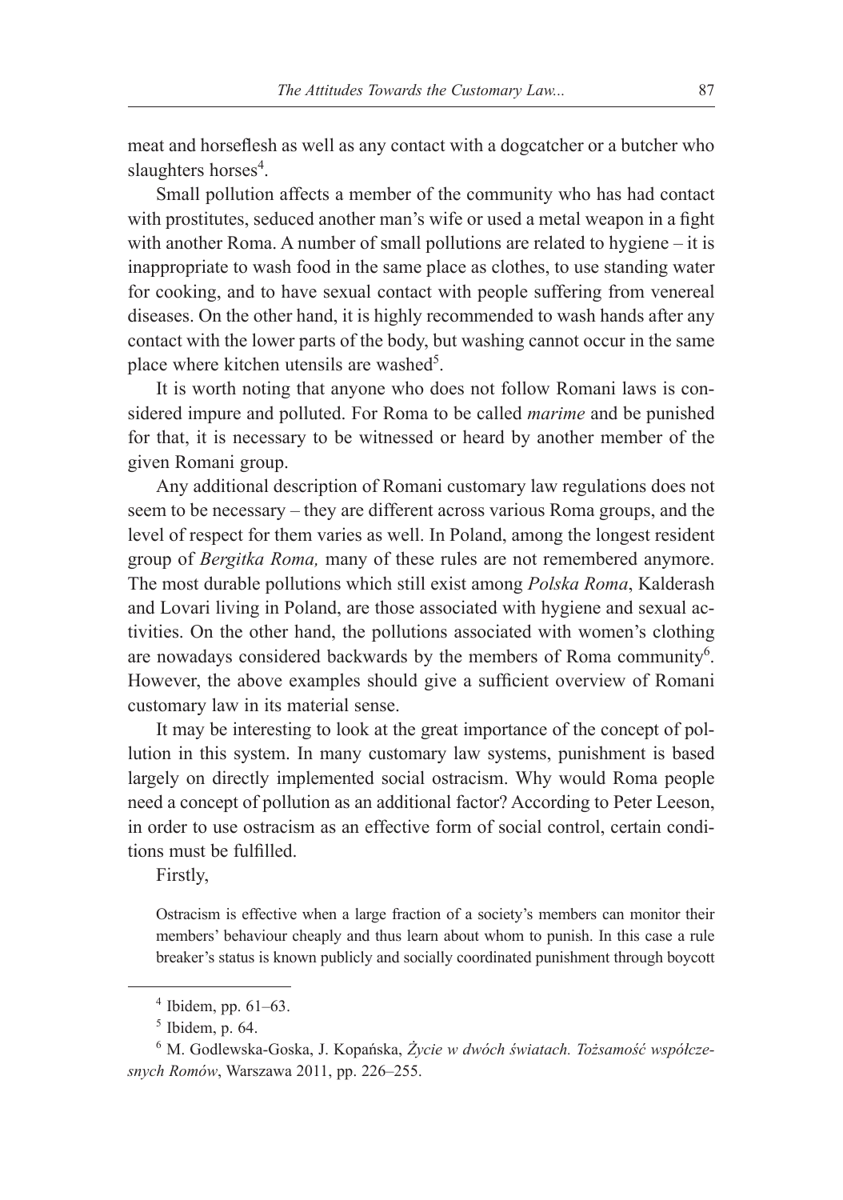meat and horseflesh as well as any contact with a dogcatcher or a butcher who slaughters horses[4].

Small pollution affects a member of the community who has had contact with prostitutes, seduced another man's wife or used a metal weapon in a fight with another Roma. A number of small pollutions are related to hygiene – it is inappropriate to wash food in the same place as clothes, to use standing water for cooking, and to have sexual contact with people suffering from venereal diseases. On the other hand, it is highly recommended to wash hands after any contact with the lower parts of the body, but washing cannot occur in the same place where kitchen utensils are washed[5].

It is worth noting that anyone who does not follow Romani laws is considered impure and polluted. For Roma to be called *marime* and be punished for that, it is necessary to be witnessed or heard by another member of the given Romani group.

Any additional description of Romani customary law regulations does not seem to be necessary – they are different across various Roma groups, and the level of respect for them varies as well. In Poland, among the longest resident group of *Bergitka Roma,* many of these rules are not remembered anymore. The most durable pollutions which still exist among *Polska Roma*, Kalderash and Lovari living in Poland, are those associated with hygiene and sexual activities. On the other hand, the pollutions associated with women's clothing are nowadays considered backwards by the members of Roma community[6]. However, the above examples should give a sufficient overview of Romani customary law in its material sense.

It may be interesting to look at the great importance of the concept of pollution in this system. In many customary law systems, punishment is based largely on directly implemented social ostracism. Why would Roma people need a concept of pollution as an additional factor? According to Peter Leeson, in order to use ostracism as an effective form of social control, certain conditions must be fulfilled.

Firstly,

> Ostracism is effective when a large fraction of a society's members can monitor their members' behaviour cheaply and thus learn about whom to punish. In this case a rule breaker's status is known publicly and socially coordinated punishment through boycott

---

[4] Ibidem, pp. 61–63.

[5] Ibidem, p. 64.

[6] M. Godlewska-Goska, J. Kopańska, *Życie w dwóch światach. Tożsamość współczesnych Romów*, Warszawa 2011, pp. 226–255.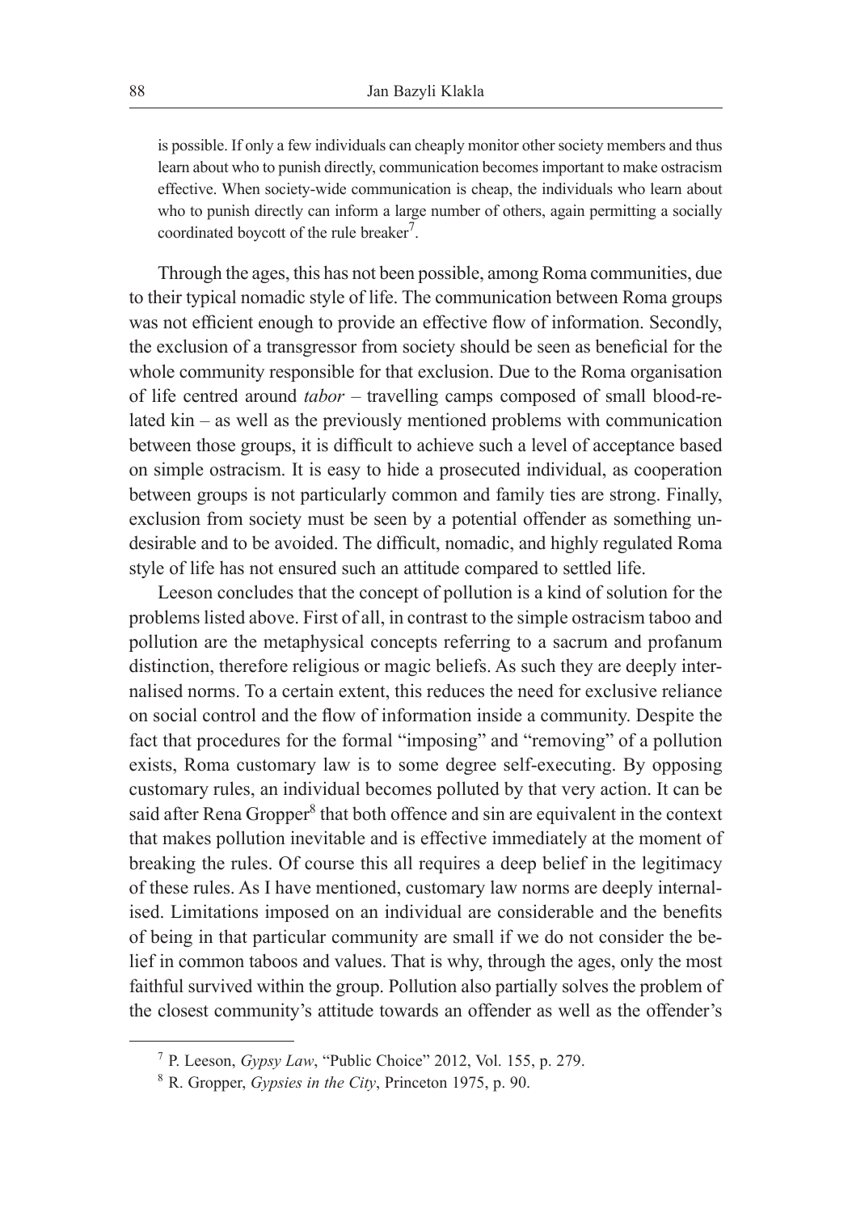> is possible. If only a few individuals can cheaply monitor other society members and thus learn about who to punish directly, communication becomes important to make ostracism effective. When society-wide communication is cheap, the individuals who learn about who to punish directly can inform a large number of others, again permitting a socially coordinated boycott of the rule breaker[7].

Through the ages, this has not been possible, among Roma communities, due to their typical nomadic style of life. The communication between Roma groups was not efficient enough to provide an effective flow of information. Secondly, the exclusion of a transgressor from society should be seen as beneficial for the whole community responsible for that exclusion. Due to the Roma organisation of life centred around *tabor* – travelling camps composed of small blood-related kin – as well as the previously mentioned problems with communication between those groups, it is difficult to achieve such a level of acceptance based on simple ostracism. It is easy to hide a prosecuted individual, as cooperation between groups is not particularly common and family ties are strong. Finally, exclusion from society must be seen by a potential offender as something undesirable and to be avoided. The difficult, nomadic, and highly regulated Roma style of life has not ensured such an attitude compared to settled life.

Leeson concludes that the concept of pollution is a kind of solution for the problems listed above. First of all, in contrast to the simple ostracism taboo and pollution are the metaphysical concepts referring to a sacrum and profanum distinction, therefore religious or magic beliefs. As such they are deeply internalised norms. To a certain extent, this reduces the need for exclusive reliance on social control and the flow of information inside a community. Despite the fact that procedures for the formal "imposing" and "removing" of a pollution exists, Roma customary law is to some degree self-executing. By opposing customary rules, an individual becomes polluted by that very action. It can be said after Rena Gropper[8] that both offence and sin are equivalent in the context that makes pollution inevitable and is effective immediately at the moment of breaking the rules. Of course this all requires a deep belief in the legitimacy of these rules. As I have mentioned, customary law norms are deeply internalised. Limitations imposed on an individual are considerable and the benefits of being in that particular community are small if we do not consider the belief in common taboos and values. That is why, through the ages, only the most faithful survived within the group. Pollution also partially solves the problem of the closest community's attitude towards an offender as well as the offender's

---

[7] P. Leeson, *Gypsy Law*, "Public Choice" 2012, Vol. 155, p. 279.

[8] R. Gropper, *Gypsies in the City*, Princeton 1975, p. 90.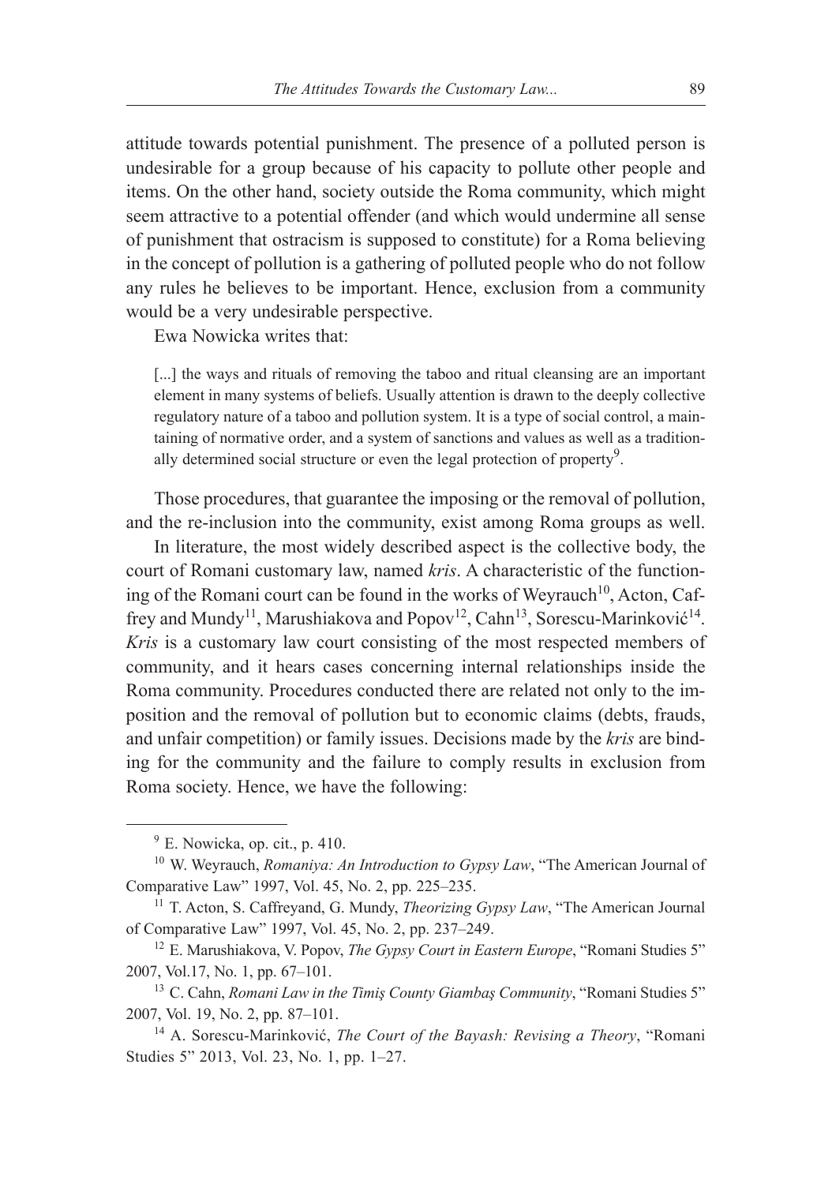attitude towards potential punishment. The presence of a polluted person is undesirable for a group because of his capacity to pollute other people and items. On the other hand, society outside the Roma community, which might seem attractive to a potential offender (and which would undermine all sense of punishment that ostracism is supposed to constitute) for a Roma believing in the concept of pollution is a gathering of polluted people who do not follow any rules he believes to be important. Hence, exclusion from a community would be a very undesirable perspective.

Ewa Nowicka writes that:

> [...] the ways and rituals of removing the taboo and ritual cleansing are an important element in many systems of beliefs. Usually attention is drawn to the deeply collective regulatory nature of a taboo and pollution system. It is a type of social control, a maintaining of normative order, and a system of sanctions and values as well as a traditionally determined social structure or even the legal protection of property[9].

Those procedures, that guarantee the imposing or the removal of pollution, and the re-inclusion into the community, exist among Roma groups as well.

In literature, the most widely described aspect is the collective body, the court of Romani customary law, named *kris*. A characteristic of the functioning of the Romani court can be found in the works of Weyrauch[10], Acton, Caffrey and Mundy[11], Marushiakova and Popov[12], Cahn[13], Sorescu-Marinković[14]. *Kris* is a customary law court consisting of the most respected members of community, and it hears cases concerning internal relationships inside the Roma community. Procedures conducted there are related not only to the imposition and the removal of pollution but to economic claims (debts, frauds, and unfair competition) or family issues. Decisions made by the *kris* are binding for the community and the failure to comply results in exclusion from Roma society. Hence, we have the following:

---

[9] E. Nowicka, op. cit., p. 410.

[10] W. Weyrauch, *Romaniya: An Introduction to Gypsy Law*, "The American Journal of Comparative Law" 1997, Vol. 45, No. 2, pp. 225–235.

[11] T. Acton, S. Caffreyand, G. Mundy, *Theorizing Gypsy Law*, "The American Journal of Comparative Law" 1997, Vol. 45, No. 2, pp. 237–249.

[12] E. Marushiakova, V. Popov, *The Gypsy Court in Eastern Europe*, "Romani Studies 5" 2007, Vol.17, No. 1, pp. 67–101.

[13] C. Cahn, *Romani Law in the Timiş County Giambaş Community*, "Romani Studies 5" 2007, Vol. 19, No. 2, pp. 87–101.

[14] A. Sorescu-Marinković, *The Court of the Bayash: Revising a Theory*, "Romani Studies 5" 2013, Vol. 23, No. 1, pp. 1–27.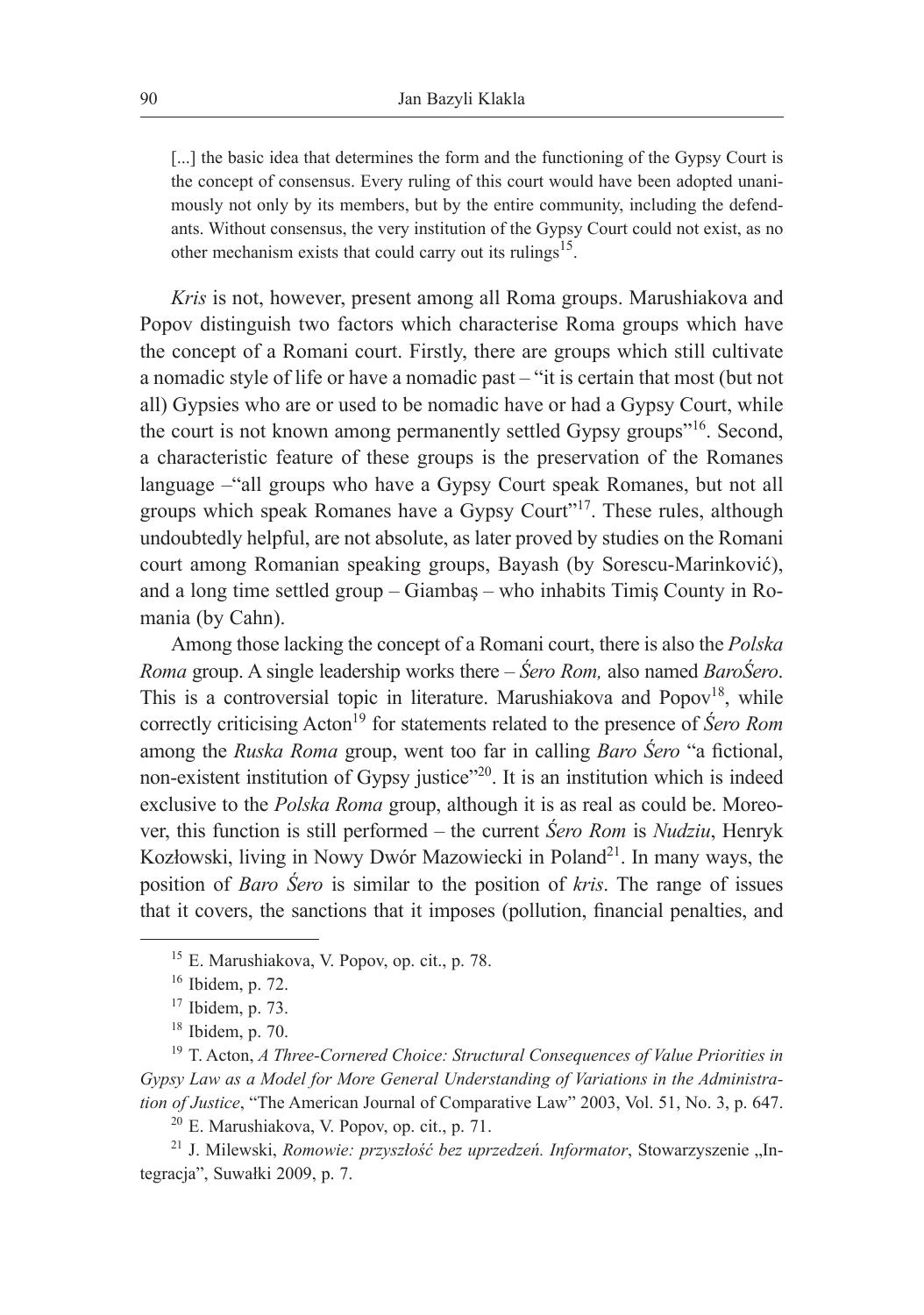> [...] the basic idea that determines the form and the functioning of the Gypsy Court is the concept of consensus. Every ruling of this court would have been adopted unanimously not only by its members, but by the entire community, including the defendants. Without consensus, the very institution of the Gypsy Court could not exist, as no other mechanism exists that could carry out its rulings[15].

*Kris* is not, however, present among all Roma groups. Marushiakova and Popov distinguish two factors which characterise Roma groups which have the concept of a Romani court. Firstly, there are groups which still cultivate a nomadic style of life or have a nomadic past – "it is certain that most (but not all) Gypsies who are or used to be nomadic have or had a Gypsy Court, while the court is not known among permanently settled Gypsy groups"[16]. Second, a characteristic feature of these groups is the preservation of the Romanes language –"all groups who have a Gypsy Court speak Romanes, but not all groups which speak Romanes have a Gypsy Court"[17]. These rules, although undoubtedly helpful, are not absolute, as later proved by studies on the Romani court among Romanian speaking groups, Bayash (by Sorescu-Marinković), and a long time settled group – Giambaş – who inhabits Timiş County in Romania (by Cahn).

Among those lacking the concept of a Romani court, there is also the *Polska Roma* group. A single leadership works there – *Śero Rom,* also named *BaroŚero*. This is a controversial topic in literature. Marushiakova and Popov[18], while correctly criticising Acton[19] for statements related to the presence of *Śero Rom* among the *Ruska Roma* group, went too far in calling *Baro Śero* "a fictional, non-existent institution of Gypsy justice"[20]. It is an institution which is indeed exclusive to the *Polska Roma* group, although it is as real as could be. Moreover, this function is still performed – the current *Śero Rom* is *Nudziu*, Henryk Kozłowski, living in Nowy Dwór Mazowiecki in Poland[21]. In many ways, the position of *Baro Śero* is similar to the position of *kris*. The range of issues that it covers, the sanctions that it imposes (pollution, financial penalties, and

---

[15] E. Marushiakova, V. Popov, op. cit., p. 78.

[16] Ibidem, p. 72.

[17] Ibidem, p. 73.

[18] Ibidem, p. 70.

[19] T. Acton, *A Three-Cornered Choice: Structural Consequences of Value Priorities in Gypsy Law as a Model for More General Understanding of Variations in the Administration of Justice*, "The American Journal of Comparative Law" 2003, Vol. 51, No. 3, p. 647.

[20] E. Marushiakova, V. Popov, op. cit., p. 71.

[21] J. Milewski, *Romowie: przyszłość bez uprzedzeń. Informator*, Stowarzyszenie „Integracja", Suwałki 2009, p. 7.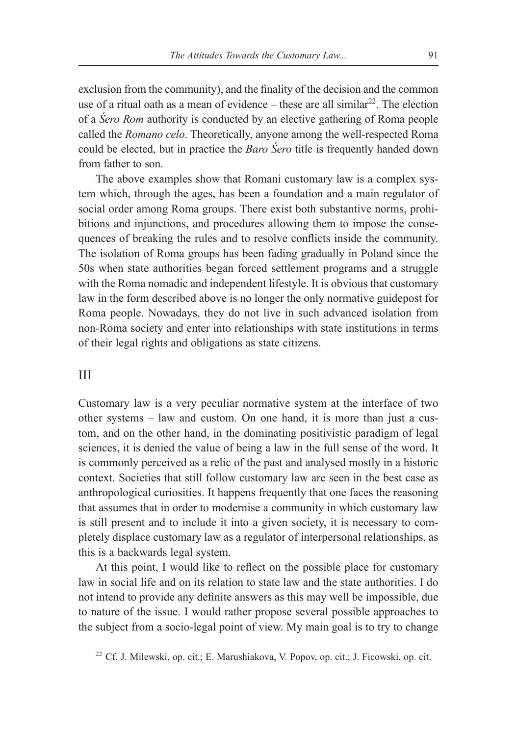exclusion from the community), and the finality of the decision and the common use of a ritual oath as a mean of evidence – these are all similar[22]. The election of a *Śero Rom* authority is conducted by an elective gathering of Roma people called the *Romano celo*. Theoretically, anyone among the well-respected Roma could be elected, but in practice the *Baro Śero* title is frequently handed down from father to son.

The above examples show that Romani customary law is a complex system which, through the ages, has been a foundation and a main regulator of social order among Roma groups. There exist both substantive norms, prohibitions and injunctions, and procedures allowing them to impose the consequences of breaking the rules and to resolve conflicts inside the community. The isolation of Roma groups has been fading gradually in Poland since the 50s when state authorities began forced settlement programs and a struggle with the Roma nomadic and independent lifestyle. It is obvious that customary law in the form described above is no longer the only normative guidepost for Roma people. Nowadays, they do not live in such advanced isolation from non-Roma society and enter into relationships with state institutions in terms of their legal rights and obligations as state citizens.

## III

Customary law is a very peculiar normative system at the interface of two other systems – law and custom. On one hand, it is more than just a custom, and on the other hand, in the dominating positivistic paradigm of legal sciences, it is denied the value of being a law in the full sense of the word. It is commonly perceived as a relic of the past and analysed mostly in a historic context. Societies that still follow customary law are seen in the best case as anthropological curiosities. It happens frequently that one faces the reasoning that assumes that in order to modernise a community in which customary law is still present and to include it into a given society, it is necessary to completely displace customary law as a regulator of interpersonal relationships, as this is a backwards legal system.

At this point, I would like to reflect on the possible place for customary law in social life and on its relation to state law and the state authorities. I do not intend to provide any definite answers as this may well be impossible, due to nature of the issue. I would rather propose several possible approaches to the subject from a socio-legal point of view. My main goal is to try to change

[22] Cf. J. Milewski, op. cit.; E. Marushiakova, V. Popov, op. cit.; J. Ficowski, op. cit.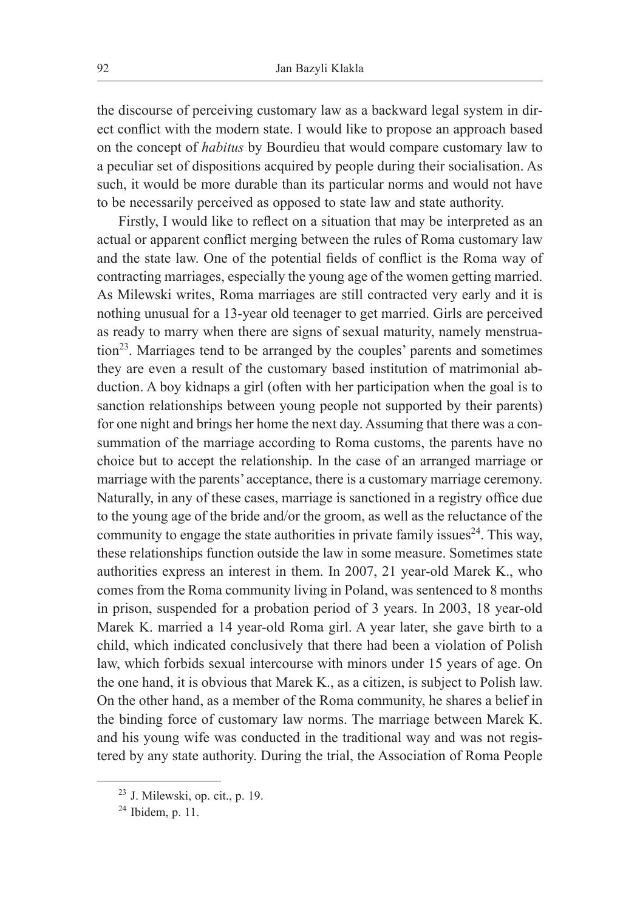the discourse of perceiving customary law as a backward legal system in direct conflict with the modern state. I would like to propose an approach based on the concept of *habitus* by Bourdieu that would compare customary law to a peculiar set of dispositions acquired by people during their socialisation. As such, it would be more durable than its particular norms and would not have to be necessarily perceived as opposed to state law and state authority.

Firstly, I would like to reflect on a situation that may be interpreted as an actual or apparent conflict merging between the rules of Roma customary law and the state law. One of the potential fields of conflict is the Roma way of contracting marriages, especially the young age of the women getting married. As Milewski writes, Roma marriages are still contracted very early and it is nothing unusual for a 13-year old teenager to get married. Girls are perceived as ready to marry when there are signs of sexual maturity, namely menstruation[23]. Marriages tend to be arranged by the couples' parents and sometimes they are even a result of the customary based institution of matrimonial abduction. A boy kidnaps a girl (often with her participation when the goal is to sanction relationships between young people not supported by their parents) for one night and brings her home the next day. Assuming that there was a consummation of the marriage according to Roma customs, the parents have no choice but to accept the relationship. In the case of an arranged marriage or marriage with the parents' acceptance, there is a customary marriage ceremony. Naturally, in any of these cases, marriage is sanctioned in a registry office due to the young age of the bride and/or the groom, as well as the reluctance of the community to engage the state authorities in private family issues[24]. This way, these relationships function outside the law in some measure. Sometimes state authorities express an interest in them. In 2007, 21 year-old Marek K., who comes from the Roma community living in Poland, was sentenced to 8 months in prison, suspended for a probation period of 3 years. In 2003, 18 year-old Marek K. married a 14 year-old Roma girl. A year later, she gave birth to a child, which indicated conclusively that there had been a violation of Polish law, which forbids sexual intercourse with minors under 15 years of age. On the one hand, it is obvious that Marek K., as a citizen, is subject to Polish law. On the other hand, as a member of the Roma community, he shares a belief in the binding force of customary law norms. The marriage between Marek K. and his young wife was conducted in the traditional way and was not registered by any state authority. During the trial, the Association of Roma People

---

[23] J. Milewski, op. cit., p. 19.

[24] Ibidem, p. 11.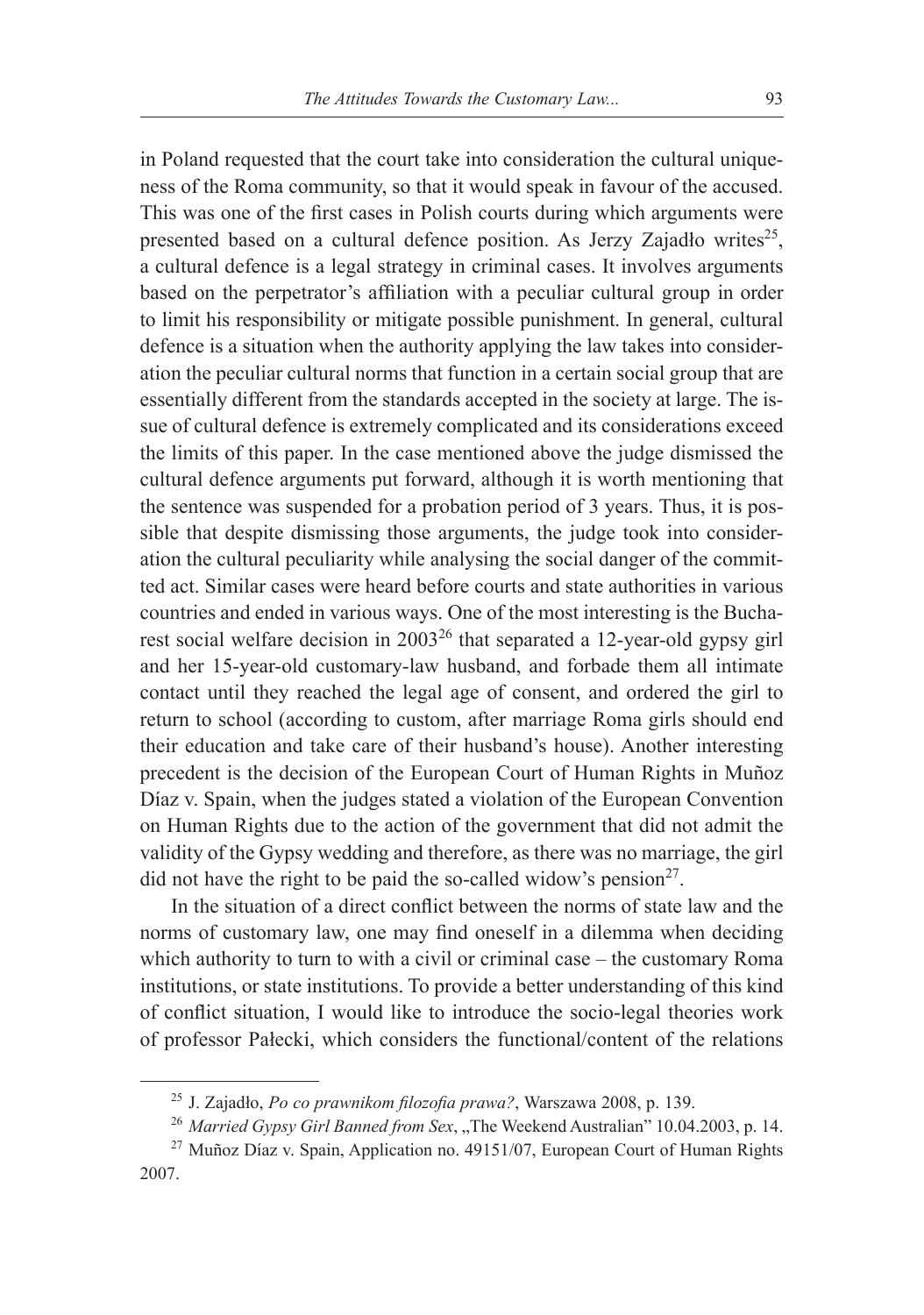in Poland requested that the court take into consideration the cultural uniqueness of the Roma community, so that it would speak in favour of the accused. This was one of the first cases in Polish courts during which arguments were presented based on a cultural defence position. As Jerzy Zajadło writes[25], a cultural defence is a legal strategy in criminal cases. It involves arguments based on the perpetrator's affiliation with a peculiar cultural group in order to limit his responsibility or mitigate possible punishment. In general, cultural defence is a situation when the authority applying the law takes into consideration the peculiar cultural norms that function in a certain social group that are essentially different from the standards accepted in the society at large. The issue of cultural defence is extremely complicated and its considerations exceed the limits of this paper. In the case mentioned above the judge dismissed the cultural defence arguments put forward, although it is worth mentioning that the sentence was suspended for a probation period of 3 years. Thus, it is possible that despite dismissing those arguments, the judge took into consideration the cultural peculiarity while analysing the social danger of the committed act. Similar cases were heard before courts and state authorities in various countries and ended in various ways. One of the most interesting is the Bucharest social welfare decision in 2003[26] that separated a 12-year-old gypsy girl and her 15-year-old customary-law husband, and forbade them all intimate contact until they reached the legal age of consent, and ordered the girl to return to school (according to custom, after marriage Roma girls should end their education and take care of their husband's house). Another interesting precedent is the decision of the European Court of Human Rights in Muñoz Díaz v. Spain, when the judges stated a violation of the European Convention on Human Rights due to the action of the government that did not admit the validity of the Gypsy wedding and therefore, as there was no marriage, the girl did not have the right to be paid the so-called widow's pension[27].

In the situation of a direct conflict between the norms of state law and the norms of customary law, one may find oneself in a dilemma when deciding which authority to turn to with a civil or criminal case – the customary Roma institutions, or state institutions. To provide a better understanding of this kind of conflict situation, I would like to introduce the socio-legal theories work of professor Pałecki, which considers the functional/content of the relations

---

[25] J. Zajadło, *Po co prawnikom filozofia prawa?*, Warszawa 2008, p. 139.

[26] *Married Gypsy Girl Banned from Sex*, „The Weekend Australian" 10.04.2003, p. 14.

[27] Muñoz Díaz v. Spain, Application no. 49151/07, European Court of Human Rights 2007.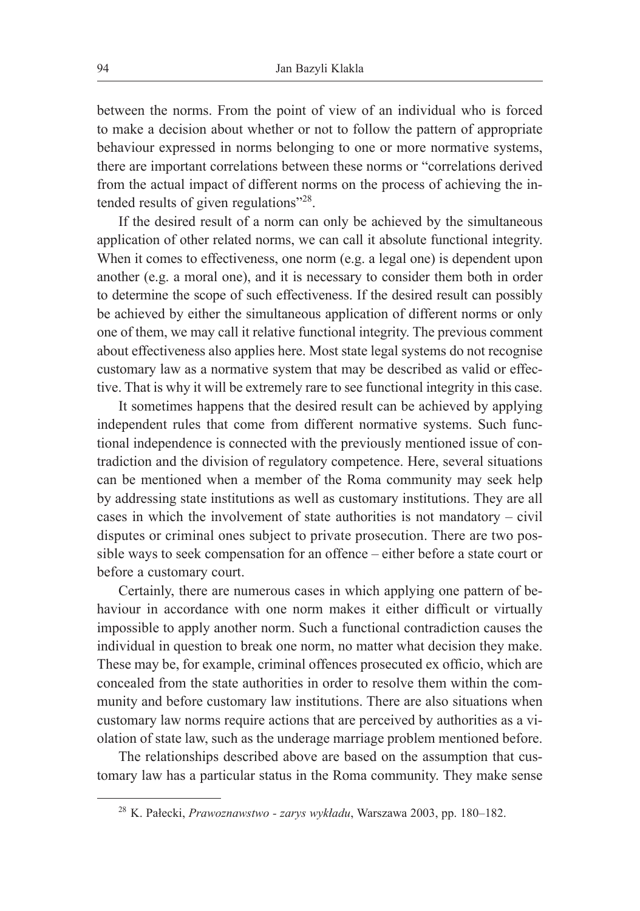between the norms. From the point of view of an individual who is forced to make a decision about whether or not to follow the pattern of appropriate behaviour expressed in norms belonging to one or more normative systems, there are important correlations between these norms or "correlations derived from the actual impact of different norms on the process of achieving the intended results of given regulations"[28].

If the desired result of a norm can only be achieved by the simultaneous application of other related norms, we can call it absolute functional integrity. When it comes to effectiveness, one norm (e.g. a legal one) is dependent upon another (e.g. a moral one), and it is necessary to consider them both in order to determine the scope of such effectiveness. If the desired result can possibly be achieved by either the simultaneous application of different norms or only one of them, we may call it relative functional integrity. The previous comment about effectiveness also applies here. Most state legal systems do not recognise customary law as a normative system that may be described as valid or effective. That is why it will be extremely rare to see functional integrity in this case.

It sometimes happens that the desired result can be achieved by applying independent rules that come from different normative systems. Such functional independence is connected with the previously mentioned issue of contradiction and the division of regulatory competence. Here, several situations can be mentioned when a member of the Roma community may seek help by addressing state institutions as well as customary institutions. They are all cases in which the involvement of state authorities is not mandatory – civil disputes or criminal ones subject to private prosecution. There are two possible ways to seek compensation for an offence – either before a state court or before a customary court.

Certainly, there are numerous cases in which applying one pattern of behaviour in accordance with one norm makes it either difficult or virtually impossible to apply another norm. Such a functional contradiction causes the individual in question to break one norm, no matter what decision they make. These may be, for example, criminal offences prosecuted ex officio, which are concealed from the state authorities in order to resolve them within the community and before customary law institutions. There are also situations when customary law norms require actions that are perceived by authorities as a violation of state law, such as the underage marriage problem mentioned before.

The relationships described above are based on the assumption that customary law has a particular status in the Roma community. They make sense

[28] K. Pałecki, *Prawoznawstwo - zarys wykładu*, Warszawa 2003, pp. 180–182.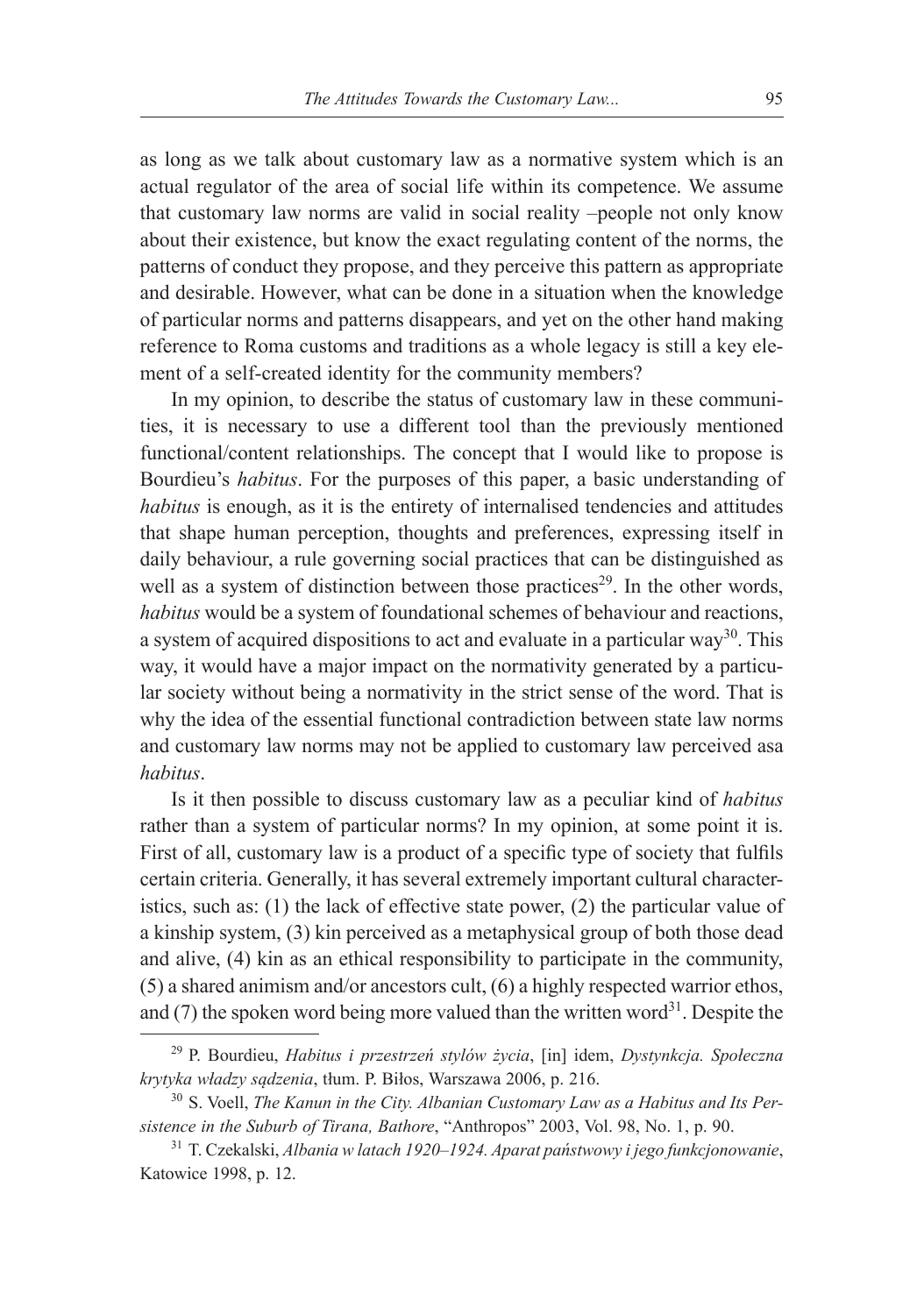as long as we talk about customary law as a normative system which is an actual regulator of the area of social life within its competence. We assume that customary law norms are valid in social reality –people not only know about their existence, but know the exact regulating content of the norms, the patterns of conduct they propose, and they perceive this pattern as appropriate and desirable. However, what can be done in a situation when the knowledge of particular norms and patterns disappears, and yet on the other hand making reference to Roma customs and traditions as a whole legacy is still a key element of a self-created identity for the community members?

In my opinion, to describe the status of customary law in these communities, it is necessary to use a different tool than the previously mentioned functional/content relationships. The concept that I would like to propose is Bourdieu's *habitus*. For the purposes of this paper, a basic understanding of *habitus* is enough, as it is the entirety of internalised tendencies and attitudes that shape human perception, thoughts and preferences, expressing itself in daily behaviour, a rule governing social practices that can be distinguished as well as a system of distinction between those practices[29]. In the other words, *habitus* would be a system of foundational schemes of behaviour and reactions, a system of acquired dispositions to act and evaluate in a particular way[30]. This way, it would have a major impact on the normativity generated by a particular society without being a normativity in the strict sense of the word. That is why the idea of the essential functional contradiction between state law norms and customary law norms may not be applied to customary law perceived asa *habitus*.

Is it then possible to discuss customary law as a peculiar kind of *habitus* rather than a system of particular norms? In my opinion, at some point it is. First of all, customary law is a product of a specific type of society that fulfils certain criteria. Generally, it has several extremely important cultural characteristics, such as: (1) the lack of effective state power, (2) the particular value of a kinship system, (3) kin perceived as a metaphysical group of both those dead and alive, (4) kin as an ethical responsibility to participate in the community, (5) a shared animism and/or ancestors cult, (6) a highly respected warrior ethos, and (7) the spoken word being more valued than the written word[31]. Despite the

---

[29] P. Bourdieu, *Habitus i przestrzeń stylów życia*, [in] idem, *Dystynkcja. Społeczna krytyka władzy sądzenia*, tłum. P. Biłos, Warszawa 2006, p. 216.

[30] S. Voell, *The Kanun in the City. Albanian Customary Law as a Habitus and Its Persistence in the Suburb of Tirana, Bathore*, "Anthropos" 2003, Vol. 98, No. 1, p. 90.

[31] T. Czekalski, *Albania w latach 1920–1924. Aparat państwowy i jego funkcjonowanie*, Katowice 1998, p. 12.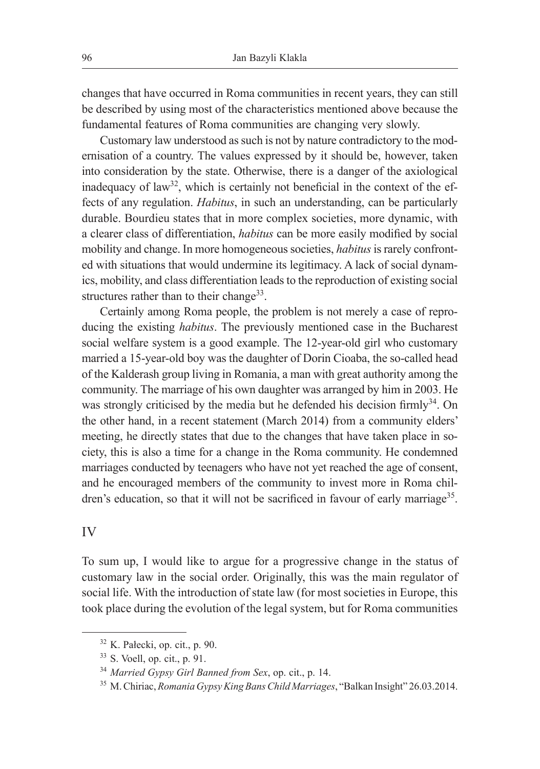changes that have occurred in Roma communities in recent years, they can still be described by using most of the characteristics mentioned above because the fundamental features of Roma communities are changing very slowly.

Customary law understood as such is not by nature contradictory to the modernisation of a country. The values expressed by it should be, however, taken into consideration by the state. Otherwise, there is a danger of the axiological inadequacy of law[32], which is certainly not beneficial in the context of the effects of any regulation. *Habitus*, in such an understanding, can be particularly durable. Bourdieu states that in more complex societies, more dynamic, with a clearer class of differentiation, *habitus* can be more easily modified by social mobility and change. In more homogeneous societies, *habitus* is rarely confronted with situations that would undermine its legitimacy. A lack of social dynamics, mobility, and class differentiation leads to the reproduction of existing social structures rather than to their change[33].

Certainly among Roma people, the problem is not merely a case of reproducing the existing *habitus*. The previously mentioned case in the Bucharest social welfare system is a good example. The 12-year-old girl who customary married a 15-year-old boy was the daughter of Dorin Cioaba, the so-called head of the Kalderash group living in Romania, a man with great authority among the community. The marriage of his own daughter was arranged by him in 2003. He was strongly criticised by the media but he defended his decision firmly[34]. On the other hand, in a recent statement (March 2014) from a community elders' meeting, he directly states that due to the changes that have taken place in society, this is also a time for a change in the Roma community. He condemned marriages conducted by teenagers who have not yet reached the age of consent, and he encouraged members of the community to invest more in Roma children's education, so that it will not be sacrificed in favour of early marriage[35].

## IV

To sum up, I would like to argue for a progressive change in the status of customary law in the social order. Originally, this was the main regulator of social life. With the introduction of state law (for most societies in Europe, this took place during the evolution of the legal system, but for Roma communities

---

[32] K. Pałecki, op. cit., p. 90.

[33] S. Voell, op. cit., p. 91.

[34] *Married Gypsy Girl Banned from Sex*, op. cit., p. 14.

[35] M. Chiriac, *Romania Gypsy King Bans Child Marriages*, "Balkan Insight" 26.03.2014.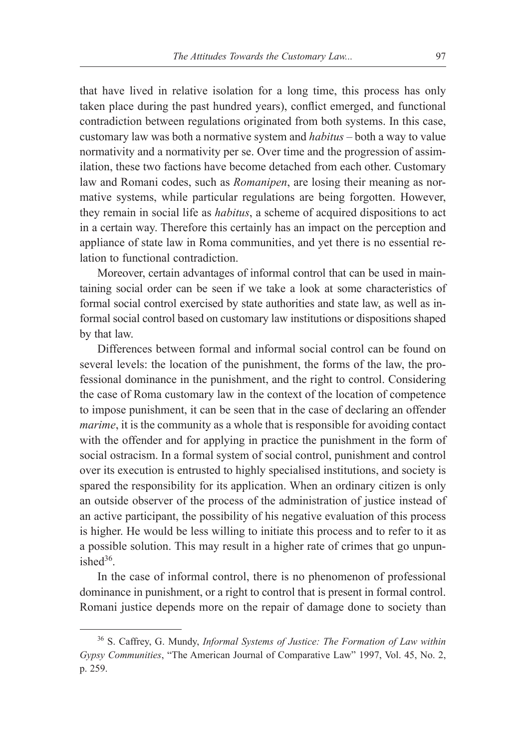that have lived in relative isolation for a long time, this process has only taken place during the past hundred years), conflict emerged, and functional contradiction between regulations originated from both systems. In this case, customary law was both a normative system and *habitus* – both a way to value normativity and a normativity per se. Over time and the progression of assimilation, these two factions have become detached from each other. Customary law and Romani codes, such as *Romanipen*, are losing their meaning as normative systems, while particular regulations are being forgotten. However, they remain in social life as *habitus*, a scheme of acquired dispositions to act in a certain way. Therefore this certainly has an impact on the perception and appliance of state law in Roma communities, and yet there is no essential relation to functional contradiction.

Moreover, certain advantages of informal control that can be used in maintaining social order can be seen if we take a look at some characteristics of formal social control exercised by state authorities and state law, as well as informal social control based on customary law institutions or dispositions shaped by that law.

Differences between formal and informal social control can be found on several levels: the location of the punishment, the forms of the law, the professional dominance in the punishment, and the right to control. Considering the case of Roma customary law in the context of the location of competence to impose punishment, it can be seen that in the case of declaring an offender *marime*, it is the community as a whole that is responsible for avoiding contact with the offender and for applying in practice the punishment in the form of social ostracism. In a formal system of social control, punishment and control over its execution is entrusted to highly specialised institutions, and society is spared the responsibility for its application. When an ordinary citizen is only an outside observer of the process of the administration of justice instead of an active participant, the possibility of his negative evaluation of this process is higher. He would be less willing to initiate this process and to refer to it as a possible solution. This may result in a higher rate of crimes that go unpunished[36].

In the case of informal control, there is no phenomenon of professional dominance in punishment, or a right to control that is present in formal control. Romani justice depends more on the repair of damage done to society than

---

[36] S. Caffrey, G. Mundy, *Informal Systems of Justice: The Formation of Law within Gypsy Communities*, "The American Journal of Comparative Law" 1997, Vol. 45, No. 2, p. 259.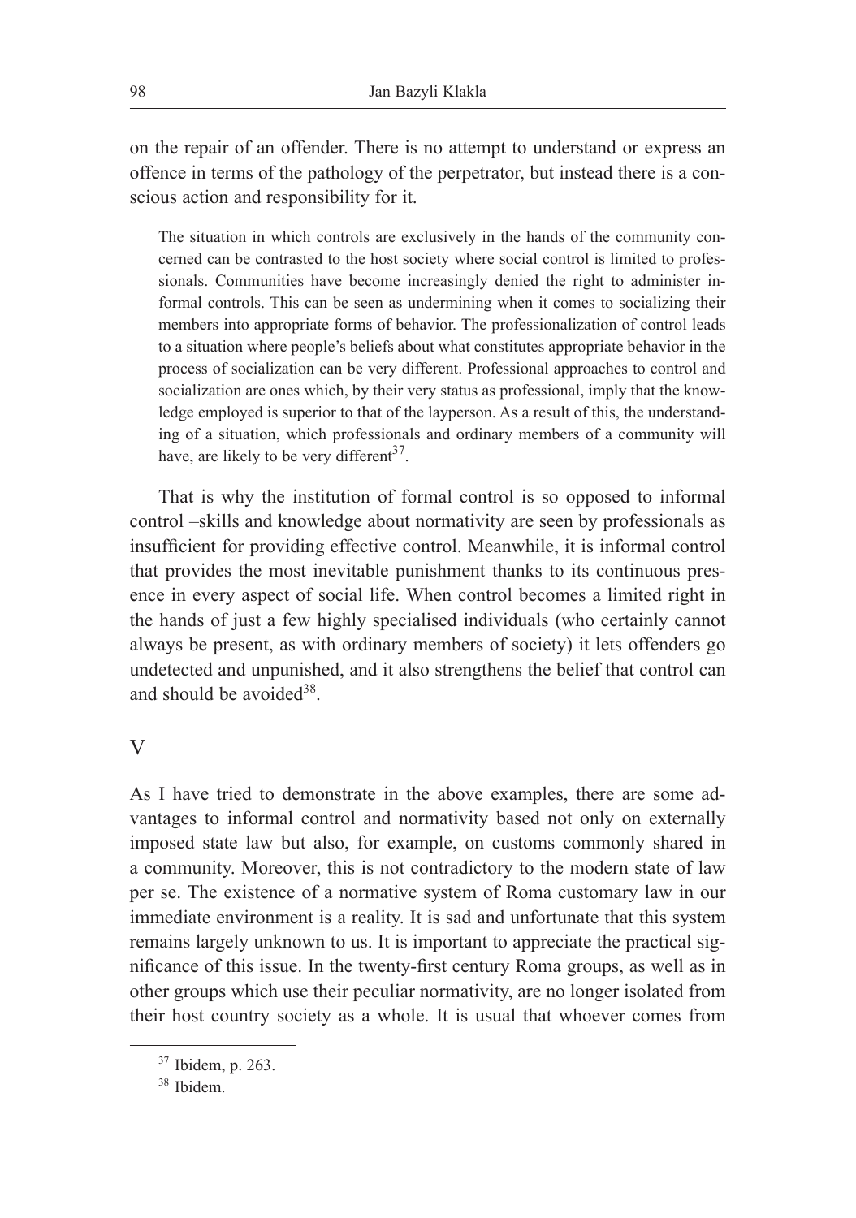on the repair of an offender. There is no attempt to understand or express an offence in terms of the pathology of the perpetrator, but instead there is a conscious action and responsibility for it.

> The situation in which controls are exclusively in the hands of the community concerned can be contrasted to the host society where social control is limited to professionals. Communities have become increasingly denied the right to administer informal controls. This can be seen as undermining when it comes to socializing their members into appropriate forms of behavior. The professionalization of control leads to a situation where people's beliefs about what constitutes appropriate behavior in the process of socialization can be very different. Professional approaches to control and socialization are ones which, by their very status as professional, imply that the knowledge employed is superior to that of the layperson. As a result of this, the understanding of a situation, which professionals and ordinary members of a community will have, are likely to be very different[37].

That is why the institution of formal control is so opposed to informal control –skills and knowledge about normativity are seen by professionals as insufficient for providing effective control. Meanwhile, it is informal control that provides the most inevitable punishment thanks to its continuous presence in every aspect of social life. When control becomes a limited right in the hands of just a few highly specialised individuals (who certainly cannot always be present, as with ordinary members of society) it lets offenders go undetected and unpunished, and it also strengthens the belief that control can and should be avoided[38].

## V

As I have tried to demonstrate in the above examples, there are some advantages to informal control and normativity based not only on externally imposed state law but also, for example, on customs commonly shared in a community. Moreover, this is not contradictory to the modern state of law per se. The existence of a normative system of Roma customary law in our immediate environment is a reality. It is sad and unfortunate that this system remains largely unknown to us. It is important to appreciate the practical significance of this issue. In the twenty-first century Roma groups, as well as in other groups which use their peculiar normativity, are no longer isolated from their host country society as a whole. It is usual that whoever comes from

---

[37] Ibidem, p. 263.

[38] Ibidem.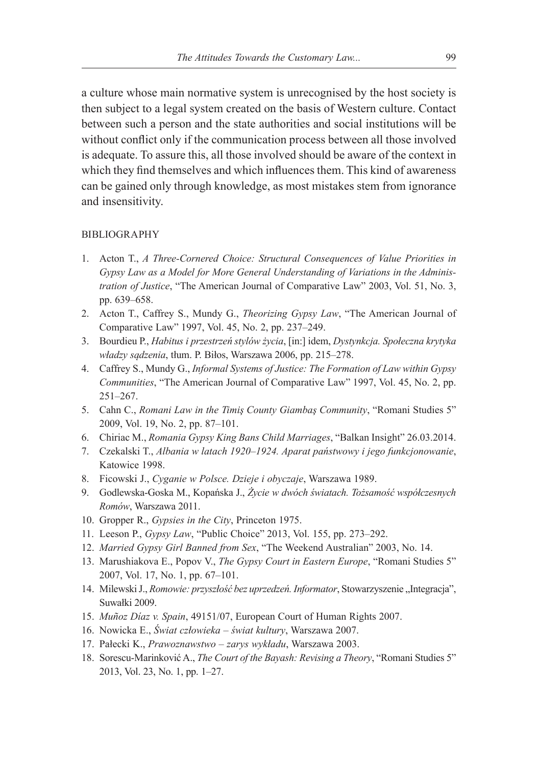a culture whose main normative system is unrecognised by the host society is then subject to a legal system created on the basis of Western culture. Contact between such a person and the state authorities and social institutions will be without conflict only if the communication process between all those involved is adequate. To assure this, all those involved should be aware of the context in which they find themselves and which influences them. This kind of awareness can be gained only through knowledge, as most mistakes stem from ignorance and insensitivity.

## BIBLIOGRAPHY

1. Acton T., *A Three-Cornered Choice: Structural Consequences of Value Priorities in Gypsy Law as a Model for More General Understanding of Variations in the Administration of Justice*, "The American Journal of Comparative Law" 2003, Vol. 51, No. 3, pp. 639–658.
2. Acton T., Caffrey S., Mundy G., *Theorizing Gypsy Law*, "The American Journal of Comparative Law" 1997, Vol. 45, No. 2, pp. 237–249.
3. Bourdieu P., *Habitus i przestrzeń stylów życia*, [in:] idem, *Dystynkcja. Społeczna krytyka władzy sądzenia*, tłum. P. Biłos, Warszawa 2006, pp. 215–278.
4. Caffrey S., Mundy G., *Informal Systems of Justice: The Formation of Law within Gypsy Communities*, "The American Journal of Comparative Law" 1997, Vol. 45, No. 2, pp. 251–267.
5. Cahn C., *Romani Law in the Timiş County Giambaş Community*, "Romani Studies 5" 2009, Vol. 19, No. 2, pp. 87–101.
6. Chiriac M., *Romania Gypsy King Bans Child Marriages*, "Balkan Insight" 26.03.2014.
7. Czekalski T., *Albania w latach 1920–1924. Aparat państwowy i jego funkcjonowanie*, Katowice 1998.
8. Ficowski J., *Cyganie w Polsce. Dzieje i obyczaje*, Warszawa 1989.
9. Godlewska-Goska M., Kopańska J., *Życie w dwóch światach. Tożsamość współczesnych Romów*, Warszawa 2011.
10. Gropper R., *Gypsies in the City*, Princeton 1975.
11. Leeson P., *Gypsy Law*, "Public Choice" 2013, Vol. 155, pp. 273–292.
12. *Married Gypsy Girl Banned from Sex*, "The Weekend Australian" 2003, No. 14.
13. Marushiakova E., Popov V., *The Gypsy Court in Eastern Europe*, "Romani Studies 5" 2007, Vol. 17, No. 1, pp. 67–101.
14. Milewski J., *Romowie: przyszłość bez uprzedzeń. Informator*, Stowarzyszenie „Integracja", Suwałki 2009.
15. *Muñoz Díaz v. Spain*, 49151/07, European Court of Human Rights 2007.
16. Nowicka E., *Świat człowieka – świat kultury*, Warszawa 2007.
17. Pałecki K., *Prawoznawstwo – zarys wykładu*, Warszawa 2003.
18. Sorescu-Marinković A., *The Court of the Bayash: Revising a Theory*, "Romani Studies 5" 2013, Vol. 23, No. 1, pp. 1–27.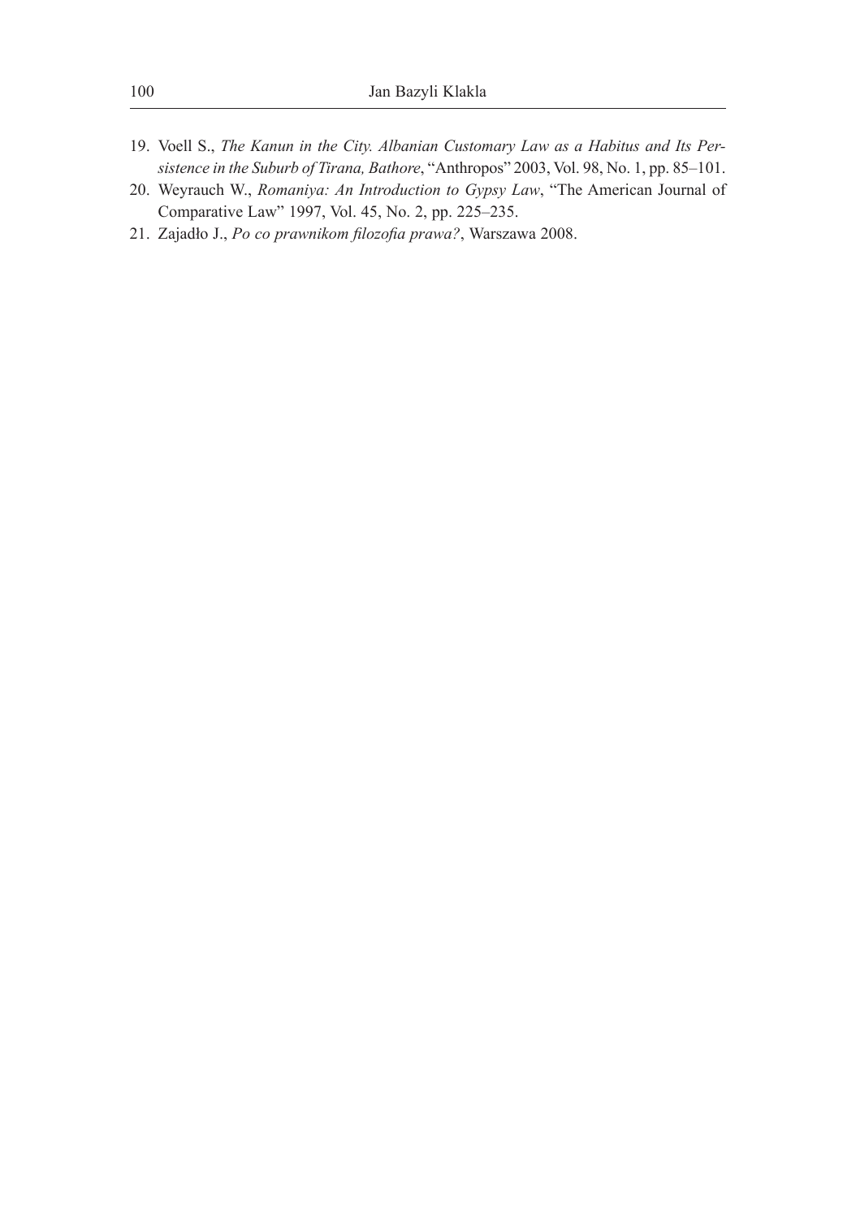19. Voell S., *The Kanun in the City. Albanian Customary Law as a Habitus and Its Persistence in the Suburb of Tirana, Bathore*, "Anthropos" 2003, Vol. 98, No. 1, pp. 85–101.
20. Weyrauch W., *Romaniya: An Introduction to Gypsy Law*, "The American Journal of Comparative Law" 1997, Vol. 45, No. 2, pp. 225–235.
21. Zajadło J., *Po co prawnikom filozofia prawa?*, Warszawa 2008.